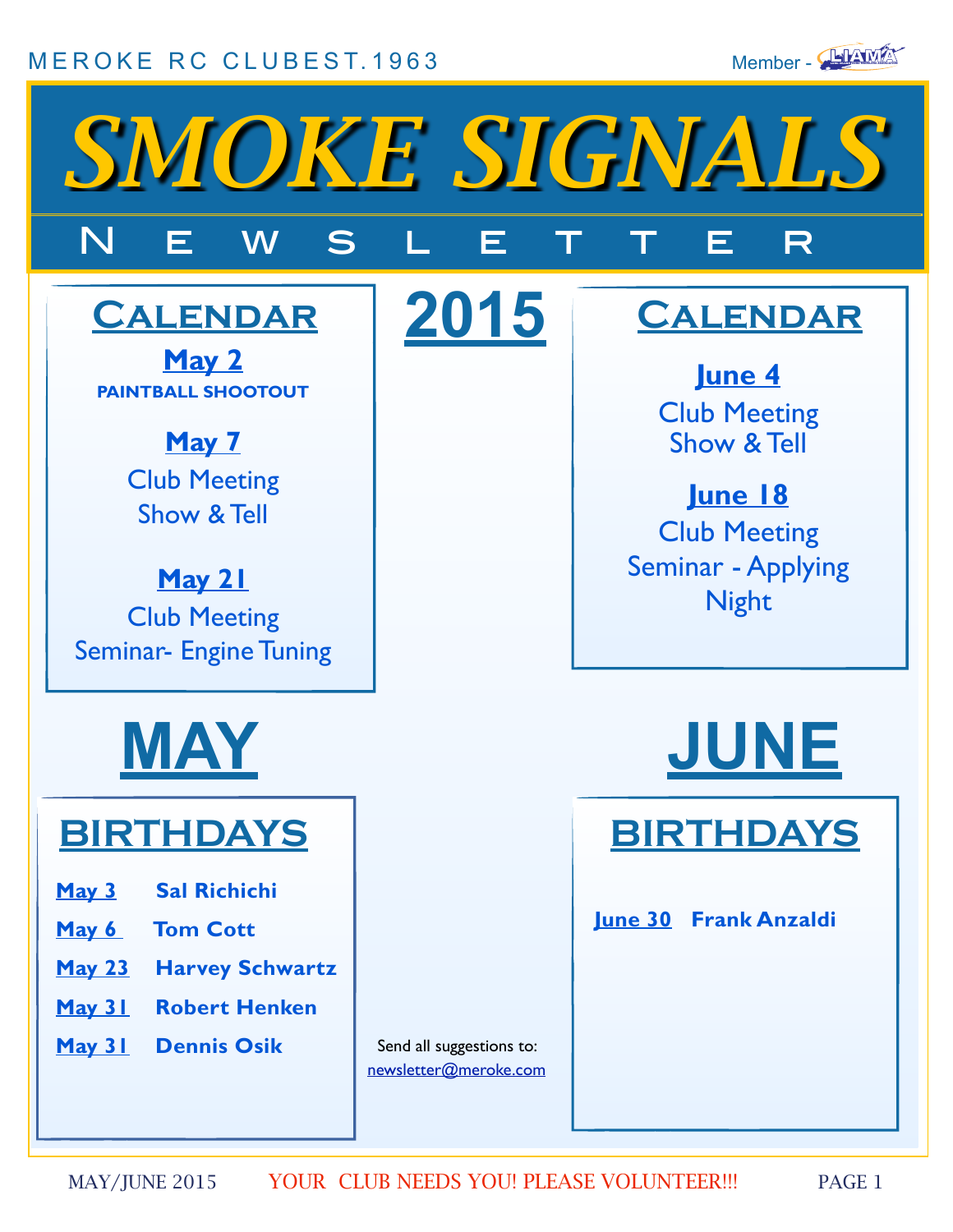MEROKE RC CLUB EST. 1963

Member - LIAMA

# SMOKE SIGNALS

## NEWSLETTER

# 2015

## MAY

### Calendar

**May 2**
**PAINTBALL SHOOTOUT**

**May 7**
Club Meeting
Show & Tell

**May 21**
Club Meeting
Seminar- Engine Tuning

### BIRTHDAYS

- **May 3** — **Sal Richichi**
- **May 6** — **Tom Cott**
- **May 23** — **Harvey Schwartz**
- **May 31** — **Robert Henken**
- **May 31** — **Dennis Osik**

## JUNE

### Calendar

**June 4**
Club Meeting
Show & Tell

**June 18**
Club Meeting
Seminar - Applying Night

### BIRTHDAYS

- **June 30** — **Frank Anzaldi**

Send all suggestions to:
newsletter@meroke.com

MAY/JUNE 2015 YOUR CLUB NEEDS YOU! PLEASE VOLUNTEER!!!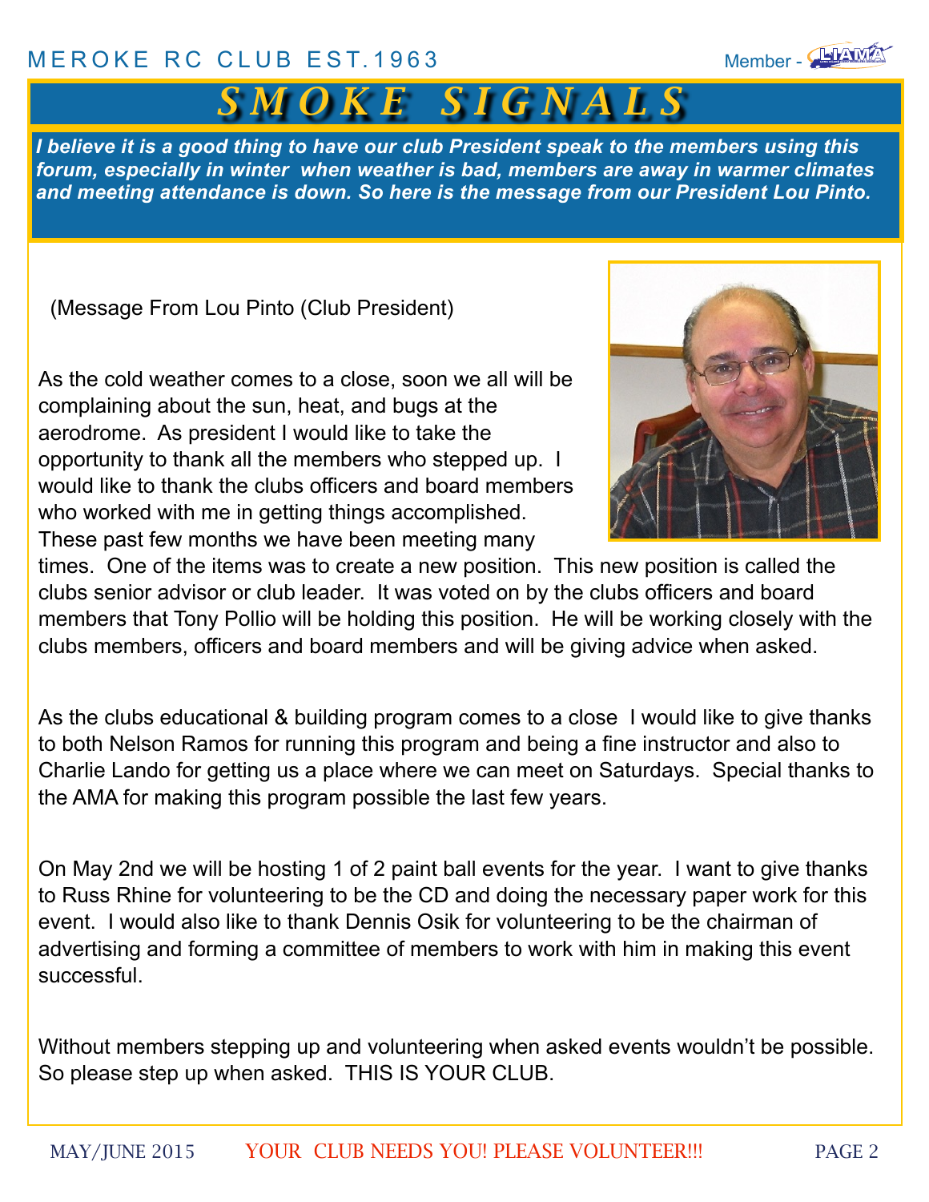# SMOKE SIGNALS

***I believe it is a good thing to have our club President speak to the members using this forum, especially in winter when weather is bad, members are away in warmer climates and meeting attendance is down. So here is the message from our President Lou Pinto.***

(Message From Lou Pinto (Club President)

As the cold weather comes to a close, soon we all will be complaining about the sun, heat, and bugs at the aerodrome. As president I would like to take the opportunity to thank all the members who stepped up. I would like to thank the clubs officers and board members who worked with me in getting things accomplished. These past few months we have been meeting many times. One of the items was to create a new position. This new position is called the clubs senior advisor or club leader. It was voted on by the clubs officers and board members that Tony Pollio will be holding this position. He will be working closely with the clubs members, officers and board members and will be giving advice when asked.

As the clubs educational & building program comes to a close I would like to give thanks to both Nelson Ramos for running this program and being a fine instructor and also to Charlie Lando for getting us a place where we can meet on Saturdays. Special thanks to the AMA for making this program possible the last few years.

On May 2nd we will be hosting 1 of 2 paint ball events for the year. I want to give thanks to Russ Rhine for volunteering to be the CD and doing the necessary paper work for this event. I would also like to thank Dennis Osik for volunteering to be the chairman of advertising and forming a committee of members to work with him in making this event successful.

Without members stepping up and volunteering when asked events wouldn't be possible. So please step up when asked. THIS IS YOUR CLUB.

YOUR CLUB NEEDS YOU! PLEASE VOLUNTEER!!!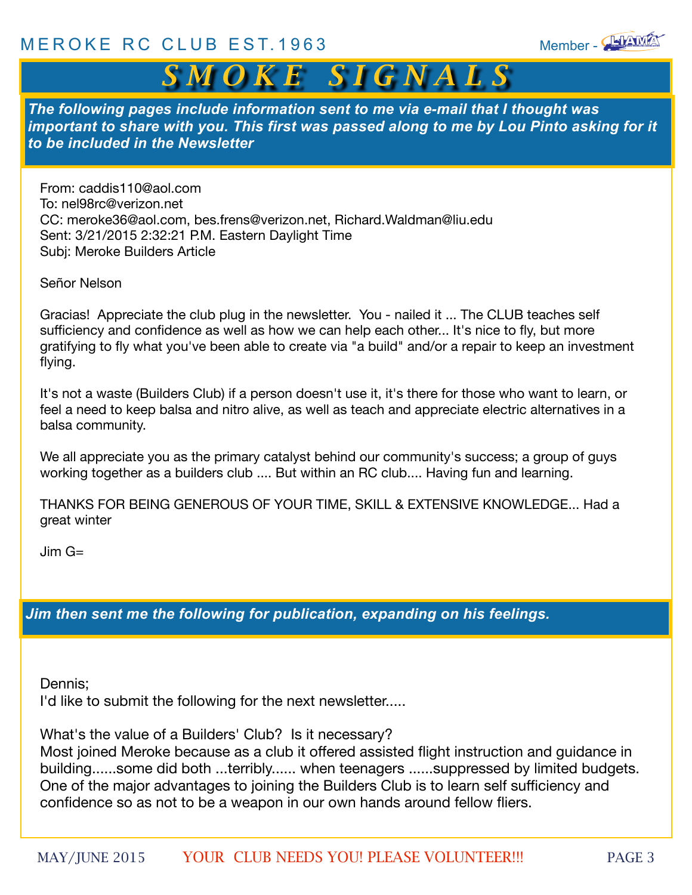**MEROKE RC CLUB EST.1963**

# SMOKE SIGNALS

***The following pages include information sent to me via e-mail that I thought was important to share with you. This first was passed along to me by Lou Pinto asking for it to be included in the Newsletter***

From: caddis110@aol.com
To: nel98rc@verizon.net
CC: meroke36@aol.com, bes.frens@verizon.net, Richard.Waldman@liu.edu
Sent: 3/21/2015 2:32:21 P.M. Eastern Daylight Time
Subj: Meroke Builders Article

Señor Nelson

Gracias! Appreciate the club plug in the newsletter. You - nailed it ... The CLUB teaches self sufficiency and confidence as well as how we can help each other... It's nice to fly, but more gratifying to fly what you've been able to create via "a build" and/or a repair to keep an investment flying.

It's not a waste (Builders Club) if a person doesn't use it, it's there for those who want to learn, or feel a need to keep balsa and nitro alive, as well as teach and appreciate electric alternatives in a balsa community.

We all appreciate you as the primary catalyst behind our community's success; a group of guys working together as a builders club .... But within an RC club.... Having fun and learning.

THANKS FOR BEING GENEROUS OF YOUR TIME, SKILL & EXTENSIVE KNOWLEDGE... Had a great winter

Jim G=

***Jim then sent me the following for publication, expanding on his feelings.***

Dennis;
I'd like to submit the following for the next newsletter.....

What's the value of a Builders' Club? Is it necessary?
Most joined Meroke because as a club it offered assisted flight instruction and guidance in building......some did both ...terribly...... when teenagers ......suppressed by limited budgets. One of the major advantages to joining the Builders Club is to learn self sufficiency and confidence so as not to be a weapon in our own hands around fellow fliers.

YOUR CLUB NEEDS YOU! PLEASE VOLUNTEER!!!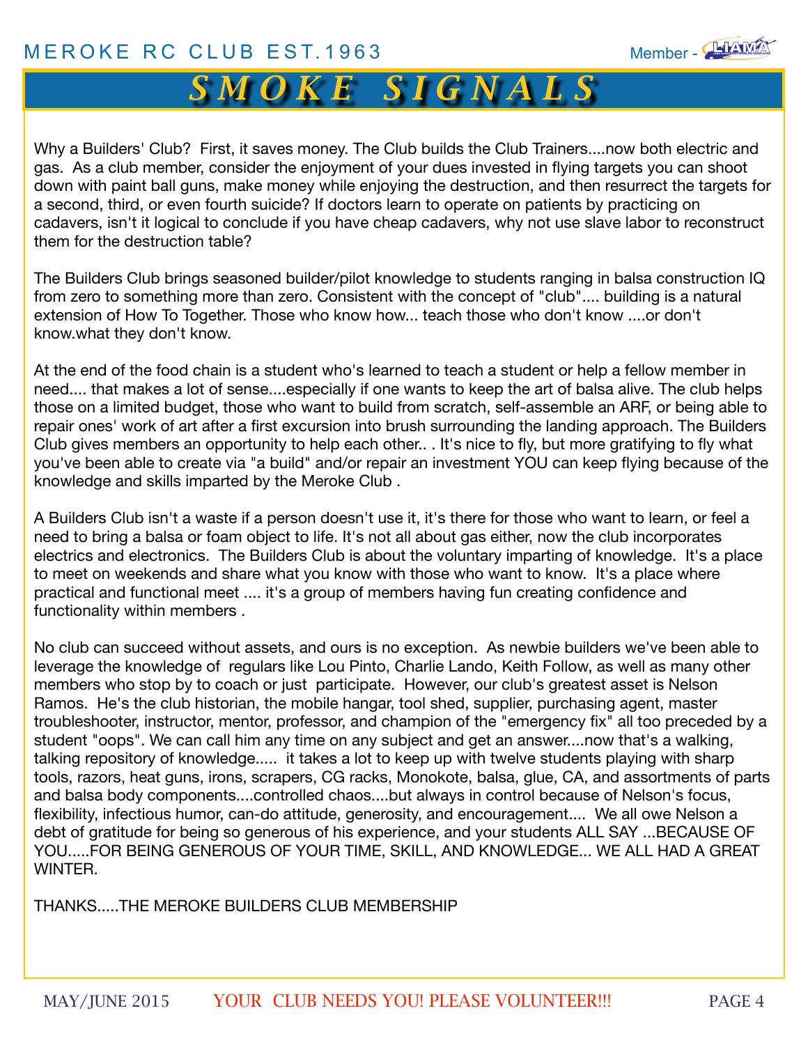Why a Builders' Club? First, it saves money. The Club builds the Club Trainers....now both electric and gas. As a club member, consider the enjoyment of your dues invested in flying targets you can shoot down with paint ball guns, make money while enjoying the destruction, and then resurrect the targets for a second, third, or even fourth suicide? If doctors learn to operate on patients by practicing on cadavers, isn't it logical to conclude if you have cheap cadavers, why not use slave labor to reconstruct them for the destruction table?

The Builders Club brings seasoned builder/pilot knowledge to students ranging in balsa construction IQ from zero to something more than zero. Consistent with the concept of "club".... building is a natural extension of How To Together. Those who know how... teach those who don't know ....or don't know.what they don't know.

At the end of the food chain is a student who's learned to teach a student or help a fellow member in need.... that makes a lot of sense....especially if one wants to keep the art of balsa alive. The club helps those on a limited budget, those who want to build from scratch, self-assemble an ARF, or being able to repair ones' work of art after a first excursion into brush surrounding the landing approach. The Builders Club gives members an opportunity to help each other.. . It's nice to fly, but more gratifying to fly what you've been able to create via "a build" and/or repair an investment YOU can keep flying because of the knowledge and skills imparted by the Meroke Club .

A Builders Club isn't a waste if a person doesn't use it, it's there for those who want to learn, or feel a need to bring a balsa or foam object to life. It's not all about gas either, now the club incorporates electrics and electronics. The Builders Club is about the voluntary imparting of knowledge. It's a place to meet on weekends and share what you know with those who want to know. It's a place where practical and functional meet .... it's a group of members having fun creating confidence and functionality within members .

No club can succeed without assets, and ours is no exception. As newbie builders we've been able to leverage the knowledge of regulars like Lou Pinto, Charlie Lando, Keith Follow, as well as many other members who stop by to coach or just participate. However, our club's greatest asset is Nelson Ramos. He's the club historian, the mobile hangar, tool shed, supplier, purchasing agent, master troubleshooter, instructor, mentor, professor, and champion of the "emergency fix" all too preceded by a student "oops". We can call him any time on any subject and get an answer....now that's a walking, talking repository of knowledge..... it takes a lot to keep up with twelve students playing with sharp tools, razors, heat guns, irons, scrapers, CG racks, Monokote, balsa, glue, CA, and assortments of parts and balsa body components....controlled chaos....but always in control because of Nelson's focus, flexibility, infectious humor, can-do attitude, generosity, and encouragement.... We all owe Nelson a debt of gratitude for being so generous of his experience, and your students ALL SAY ...BECAUSE OF YOU.....FOR BEING GENEROUS OF YOUR TIME, SKILL, AND KNOWLEDGE... WE ALL HAD A GREAT WINTER.

THANKS.....THE MEROKE BUILDERS CLUB MEMBERSHIP

YOUR CLUB NEEDS YOU! PLEASE VOLUNTEER!!!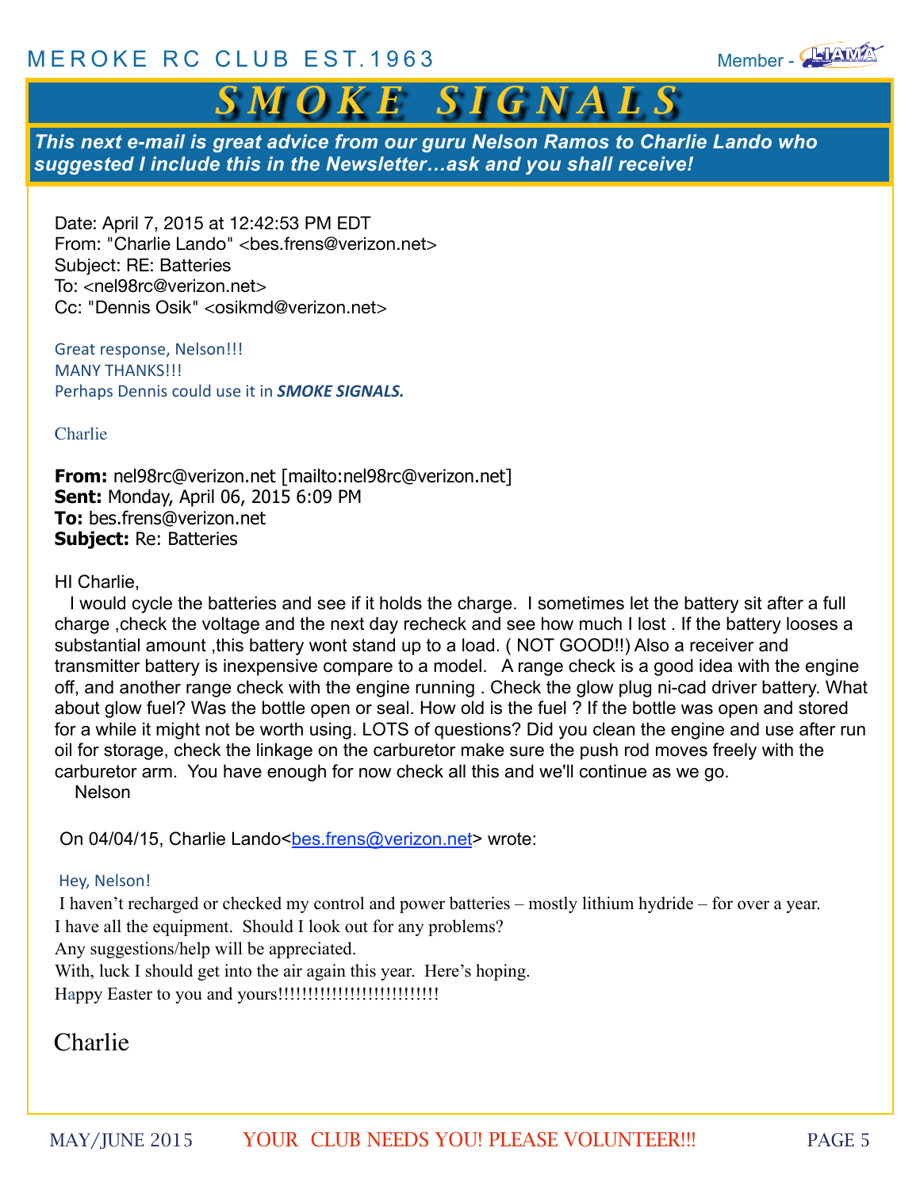## SMOKE SIGNALS

***This next e-mail is great advice from our guru Nelson Ramos to Charlie Lando who suggested I include this in the Newsletter…ask and you shall receive!***

Date: April 7, 2015 at 12:42:53 PM EDT
From: "Charlie Lando" <bes.frens@verizon.net>
Subject: RE: Batteries
To: <nel98rc@verizon.net>
Cc: "Dennis Osik" <osikmd@verizon.net>

Great response, Nelson!!!
MANY THANKS!!!
Perhaps Dennis could use it in ***SMOKE SIGNALS.***

Charlie

**From:** nel98rc@verizon.net [mailto:nel98rc@verizon.net]
**Sent:** Monday, April 06, 2015 6:09 PM
**To:** bes.frens@verizon.net
**Subject:** Re: Batteries

HI Charlie,

I would cycle the batteries and see if it holds the charge. I sometimes let the battery sit after a full charge ,check the voltage and the next day recheck and see how much I lost . If the battery looses a substantial amount ,this battery wont stand up to a load. ( NOT GOOD!!) Also a receiver and transmitter battery is inexpensive compare to a model. A range check is a good idea with the engine off, and another range check with the engine running . Check the glow plug ni-cad driver battery. What about glow fuel? Was the bottle open or seal. How old is the fuel ? If the bottle was open and stored for a while it might not be worth using. LOTS of questions? Did you clean the engine and use after run oil for storage, check the linkage on the carburetor make sure the push rod moves freely with the carburetor arm. You have enough for now check all this and we'll continue as we go.

Nelson

On 04/04/15, Charlie Lando<bes.frens@verizon.net> wrote:

Hey, Nelson!

I haven't recharged or checked my control and power batteries – mostly lithium hydride – for over a year.
I have all the equipment. Should I look out for any problems?
Any suggestions/help will be appreciated.
With, luck I should get into the air again this year. Here's hoping.
Happy Easter to you and yours!!!!!!!!!!!!!!!!!!!!!!!!!!

Charlie

YOUR CLUB NEEDS YOU! PLEASE VOLUNTEER!!!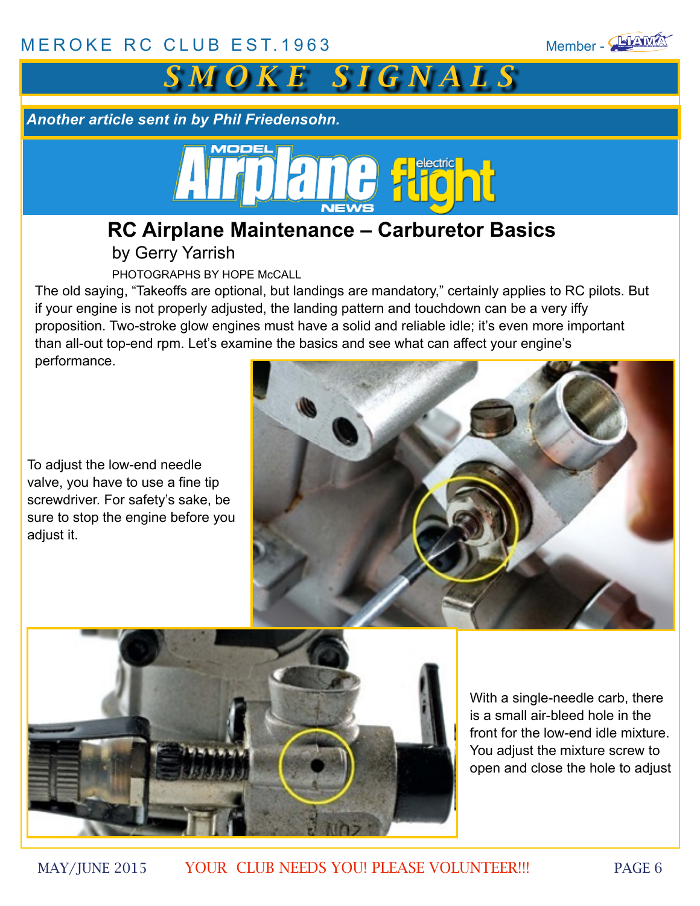# SMOKE SIGNALS

***Another article sent in by Phil Friedensohn.***

## RC Airplane Maintenance – Carburetor Basics

by Gerry Yarrish

PHOTOGRAPHS BY HOPE McCALL

The old saying, "Takeoffs are optional, but landings are mandatory," certainly applies to RC pilots. But if your engine is not properly adjusted, the landing pattern and touchdown can be a very iffy proposition. Two-stroke glow engines must have a solid and reliable idle; it's even more important than all-out top-end rpm. Let's examine the basics and see what can affect your engine's performance.

To adjust the low-end needle valve, you have to use a fine tip screwdriver. For safety's sake, be sure to stop the engine before you adjust it.

With a single-needle carb, there is a small air-bleed hole in the front for the low-end idle mixture. You adjust the mixture screw to open and close the hole to adjust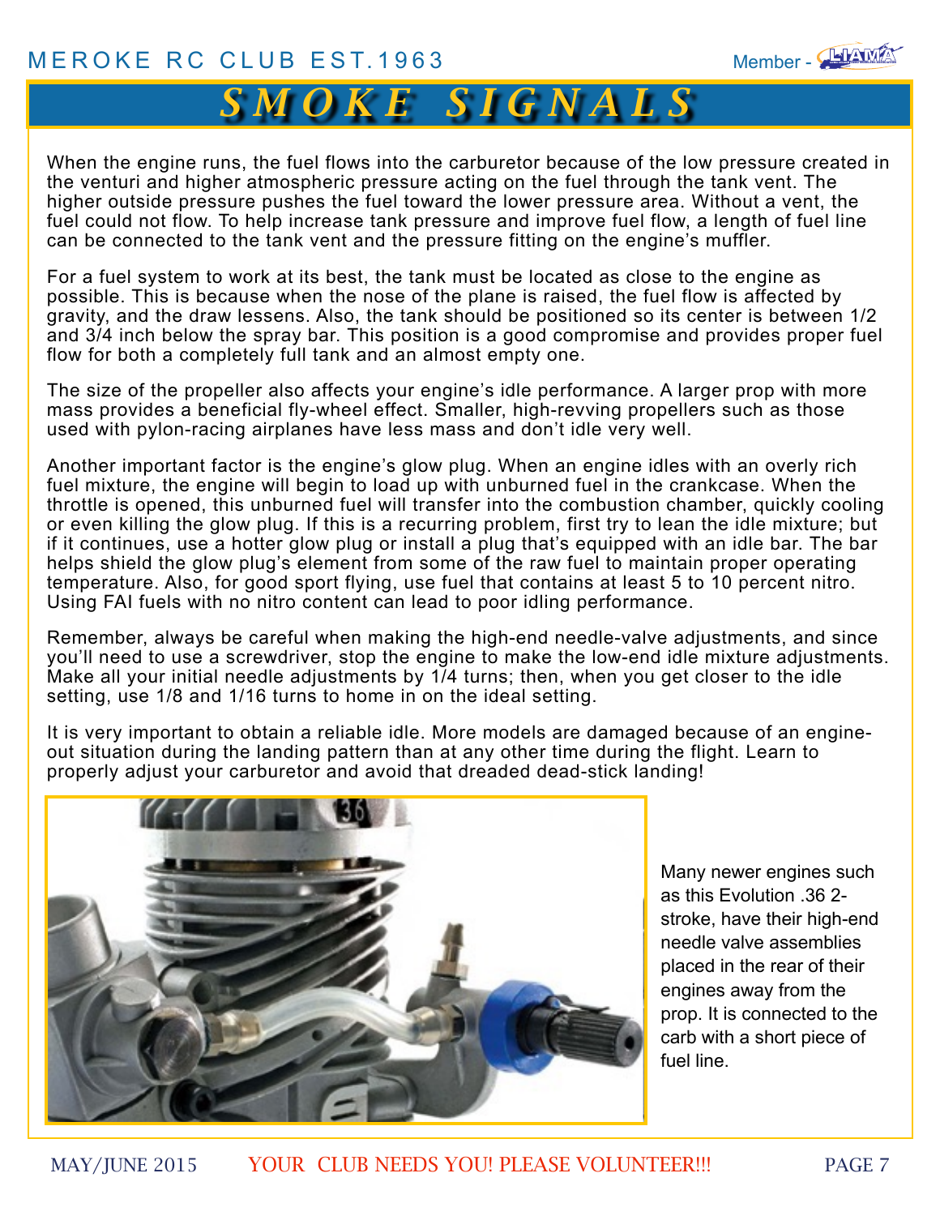When the engine runs, the fuel flows into the carburetor because of the low pressure created in the venturi and higher atmospheric pressure acting on the fuel through the tank vent. The higher outside pressure pushes the fuel toward the lower pressure area. Without a vent, the fuel could not flow. To help increase tank pressure and improve fuel flow, a length of fuel line can be connected to the tank vent and the pressure fitting on the engine's muffler.

For a fuel system to work at its best, the tank must be located as close to the engine as possible. This is because when the nose of the plane is raised, the fuel flow is affected by gravity, and the draw lessens. Also, the tank should be positioned so its center is between 1/2 and 3/4 inch below the spray bar. This position is a good compromise and provides proper fuel flow for both a completely full tank and an almost empty one.

The size of the propeller also affects your engine's idle performance. A larger prop with more mass provides a beneficial fly-wheel effect. Smaller, high-revving propellers such as those used with pylon-racing airplanes have less mass and don't idle very well.

Another important factor is the engine's glow plug. When an engine idles with an overly rich fuel mixture, the engine will begin to load up with unburned fuel in the crankcase. When the throttle is opened, this unburned fuel will transfer into the combustion chamber, quickly cooling or even killing the glow plug. If this is a recurring problem, first try to lean the idle mixture; but if it continues, use a hotter glow plug or install a plug that's equipped with an idle bar. The bar helps shield the glow plug's element from some of the raw fuel to maintain proper operating temperature. Also, for good sport flying, use fuel that contains at least 5 to 10 percent nitro. Using FAI fuels with no nitro content can lead to poor idling performance.

Remember, always be careful when making the high-end needle-valve adjustments, and since you'll need to use a screwdriver, stop the engine to make the low-end idle mixture adjustments. Make all your initial needle adjustments by 1/4 turns; then, when you get closer to the idle setting, use 1/8 and 1/16 turns to home in on the ideal setting.

It is very important to obtain a reliable idle. More models are damaged because of an engine-out situation during the landing pattern than at any other time during the flight. Learn to properly adjust your carburetor and avoid that dreaded dead-stick landing!

Many newer engines such as this Evolution .36 2-stroke, have their high-end needle valve assemblies placed in the rear of their engines away from the prop. It is connected to the carb with a short piece of fuel line.

YOUR CLUB NEEDS YOU! PLEASE VOLUNTEER!!!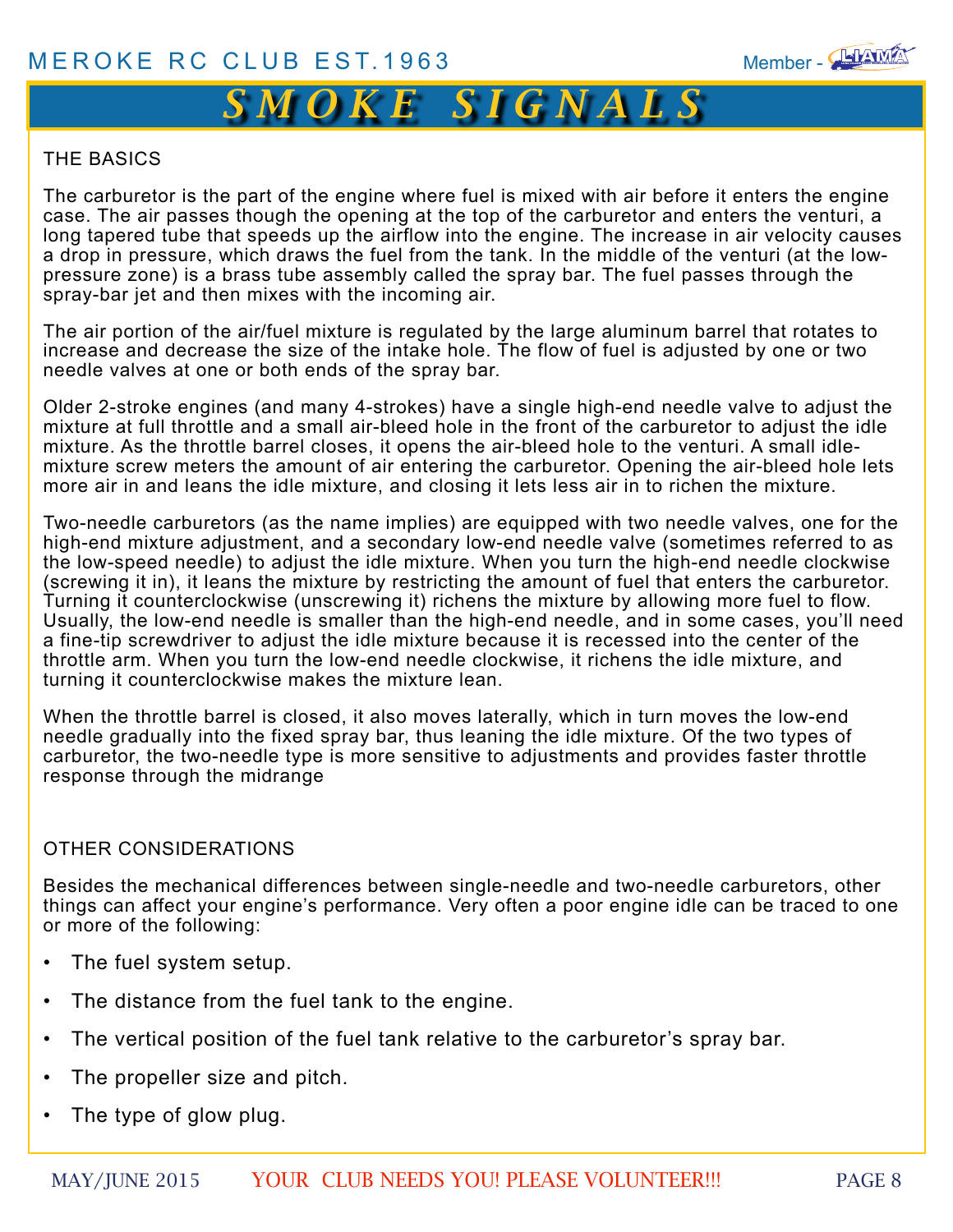## THE BASICS

The carburetor is the part of the engine where fuel is mixed with air before it enters the engine case. The air passes though the opening at the top of the carburetor and enters the venturi, a long tapered tube that speeds up the airflow into the engine. The increase in air velocity causes a drop in pressure, which draws the fuel from the tank. In the middle of the venturi (at the low-pressure zone) is a brass tube assembly called the spray bar. The fuel passes through the spray-bar jet and then mixes with the incoming air.

The air portion of the air/fuel mixture is regulated by the large aluminum barrel that rotates to increase and decrease the size of the intake hole. The flow of fuel is adjusted by one or two needle valves at one or both ends of the spray bar.

Older 2-stroke engines (and many 4-strokes) have a single high-end needle valve to adjust the mixture at full throttle and a small air-bleed hole in the front of the carburetor to adjust the idle mixture. As the throttle barrel closes, it opens the air-bleed hole to the venturi. A small idle-mixture screw meters the amount of air entering the carburetor. Opening the air-bleed hole lets more air in and leans the idle mixture, and closing it lets less air in to richen the mixture.

Two-needle carburetors (as the name implies) are equipped with two needle valves, one for the high-end mixture adjustment, and a secondary low-end needle valve (sometimes referred to as the low-speed needle) to adjust the idle mixture. When you turn the high-end needle clockwise (screwing it in), it leans the mixture by restricting the amount of fuel that enters the carburetor. Turning it counterclockwise (unscrewing it) richens the mixture by allowing more fuel to flow. Usually, the low-end needle is smaller than the high-end needle, and in some cases, you'll need a fine-tip screwdriver to adjust the idle mixture because it is recessed into the center of the throttle arm. When you turn the low-end needle clockwise, it richens the idle mixture, and turning it counterclockwise makes the mixture lean.

When the throttle barrel is closed, it also moves laterally, which in turn moves the low-end needle gradually into the fixed spray bar, thus leaning the idle mixture. Of the two types of carburetor, the two-needle type is more sensitive to adjustments and provides faster throttle response through the midrange

## OTHER CONSIDERATIONS

Besides the mechanical differences between single-needle and two-needle carburetors, other things can affect your engine's performance. Very often a poor engine idle can be traced to one or more of the following:

- The fuel system setup.
- The distance from the fuel tank to the engine.
- The vertical position of the fuel tank relative to the carburetor's spray bar.
- The propeller size and pitch.
- The type of glow plug.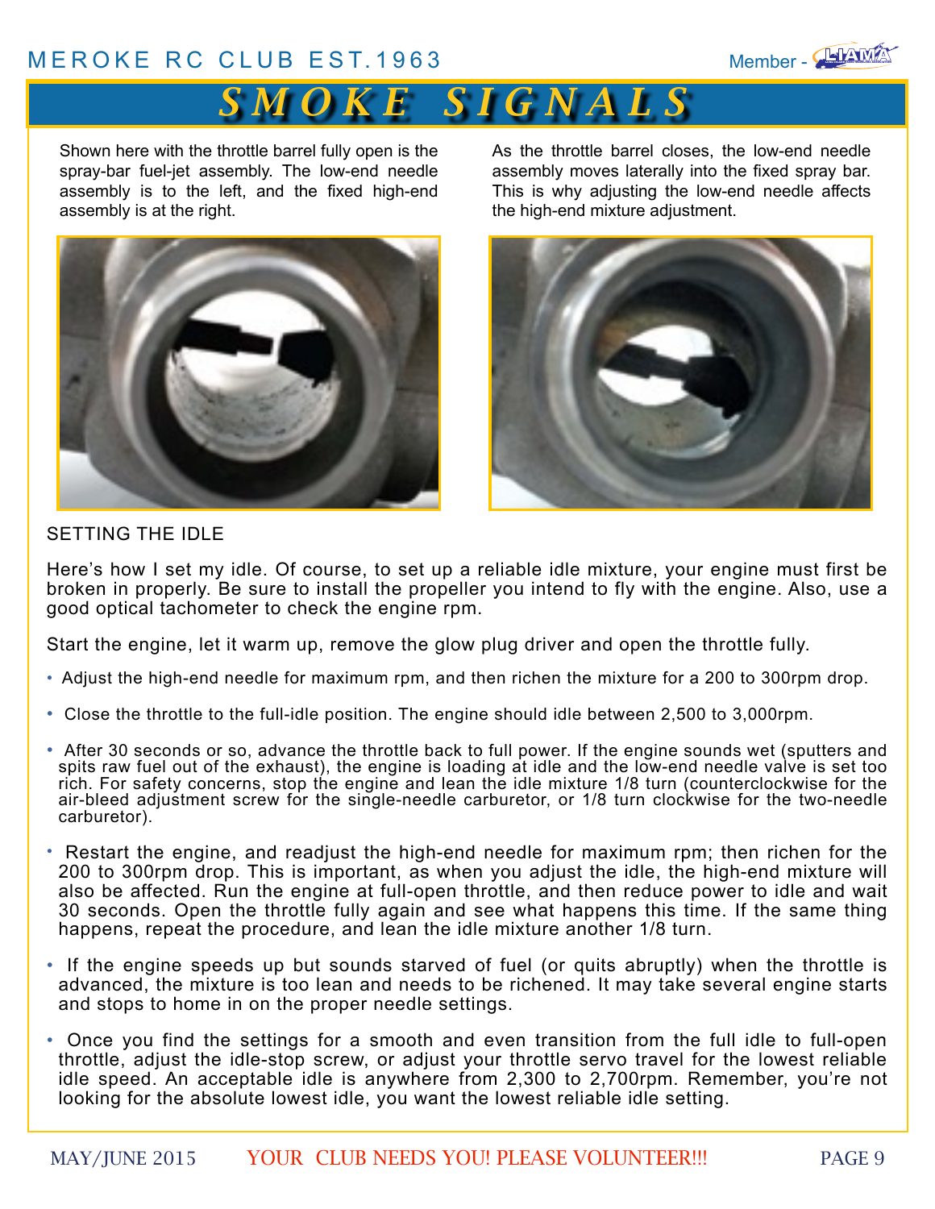Shown here with the throttle barrel fully open is the spray-bar fuel-jet assembly. The low-end needle assembly is to the left, and the fixed high-end assembly is at the right.

As the throttle barrel closes, the low-end needle assembly moves laterally into the fixed spray bar. This is why adjusting the low-end needle affects the high-end mixture adjustment.

## SETTING THE IDLE

Here's how I set my idle. Of course, to set up a reliable idle mixture, your engine must first be broken in properly. Be sure to install the propeller you intend to fly with the engine. Also, use a good optical tachometer to check the engine rpm.

Start the engine, let it warm up, remove the glow plug driver and open the throttle fully.

- Adjust the high-end needle for maximum rpm, and then richen the mixture for a 200 to 300rpm drop.
- Close the throttle to the full-idle position. The engine should idle between 2,500 to 3,000rpm.
- After 30 seconds or so, advance the throttle back to full power. If the engine sounds wet (sputters and spits raw fuel out of the exhaust), the engine is loading at idle and the low-end needle valve is set too rich. For safety concerns, stop the engine and lean the idle mixture 1/8 turn (counterclockwise for the air-bleed adjustment screw for the single-needle carburetor, or 1/8 turn clockwise for the two-needle carburetor).
- Restart the engine, and readjust the high-end needle for maximum rpm; then richen for the 200 to 300rpm drop. This is important, as when you adjust the idle, the high-end mixture will also be affected. Run the engine at full-open throttle, and then reduce power to idle and wait 30 seconds. Open the throttle fully again and see what happens this time. If the same thing happens, repeat the procedure, and lean the idle mixture another 1/8 turn.
- If the engine speeds up but sounds starved of fuel (or quits abruptly) when the throttle is advanced, the mixture is too lean and needs to be richened. It may take several engine starts and stops to home in on the proper needle settings.
- Once you find the settings for a smooth and even transition from the full idle to full-open throttle, adjust the idle-stop screw, or adjust your throttle servo travel for the lowest reliable idle speed. An acceptable idle is anywhere from 2,300 to 2,700rpm. Remember, you're not looking for the absolute lowest idle, you want the lowest reliable idle setting.

YOUR CLUB NEEDS YOU! PLEASE VOLUNTEER!!!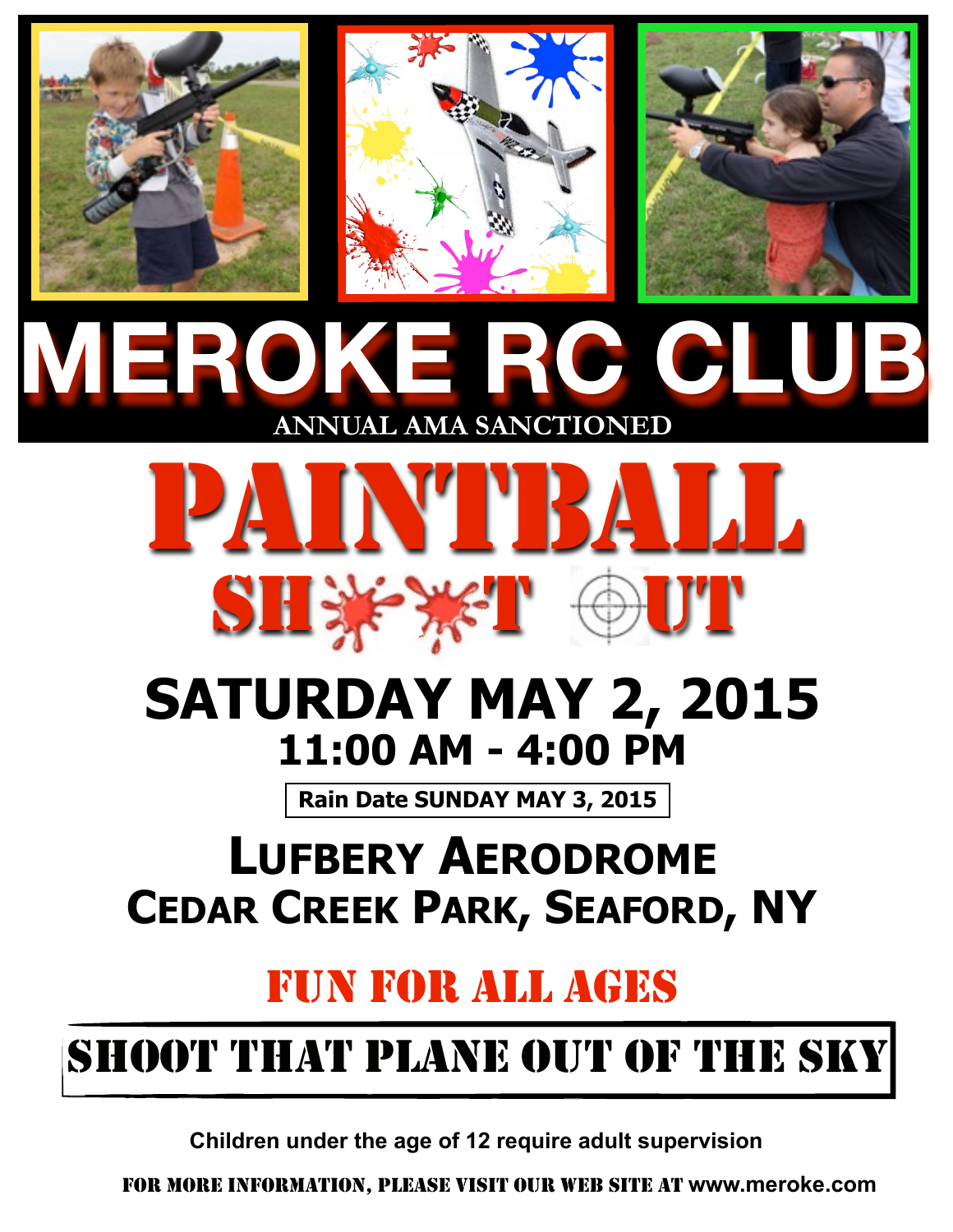# MEROKE RC CLUB

ANNUAL AMA SANCTIONED

# PAINTBALL

## SHOOT OUT

## SATURDAY MAY 2, 2015

### 11:00 AM - 4:00 PM

Rain Date SUNDAY MAY 3, 2015

## LUFBERY AERODROME

## CEDAR CREEK PARK, SEAFORD, NY

FUN FOR ALL AGES

**SHOOT THAT PLANE OUT OF THE SKY**

**Children under the age of 12 require adult supervision**

FOR MORE INFORMATION, PLEASE VISIT OUR WEB SITE AT **www.meroke.com**